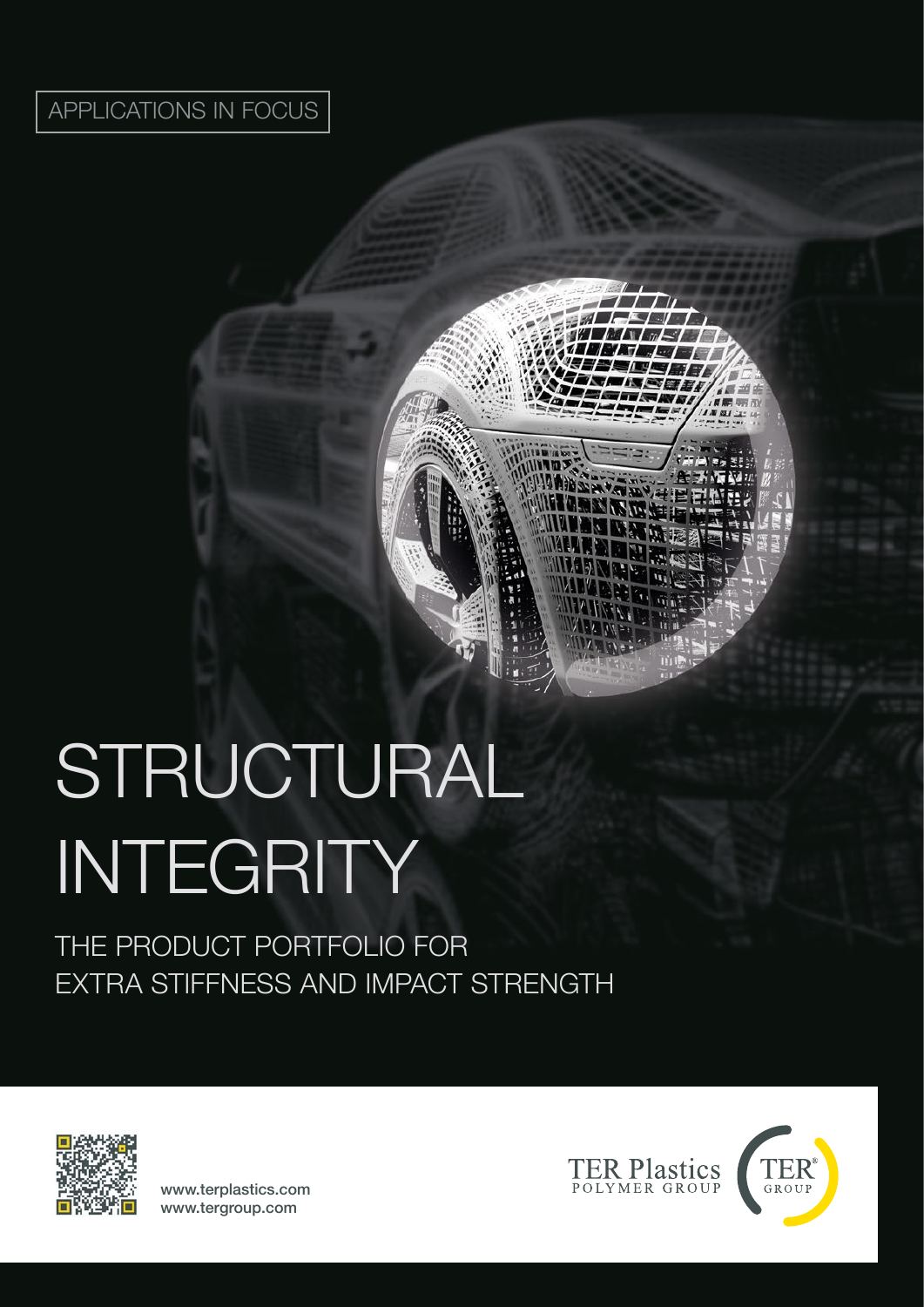APPLICATIONS IN FOCUS

# STRUCTURAL INTEGRITY

## THE PRODUCT PORTFOLIO FOR EXTRA STIFFNESS AND IMPACT STRENGTH

www.terplastics.com
www.tergroup.com

TER Plastics POLYMER GROUP

TER® GROUP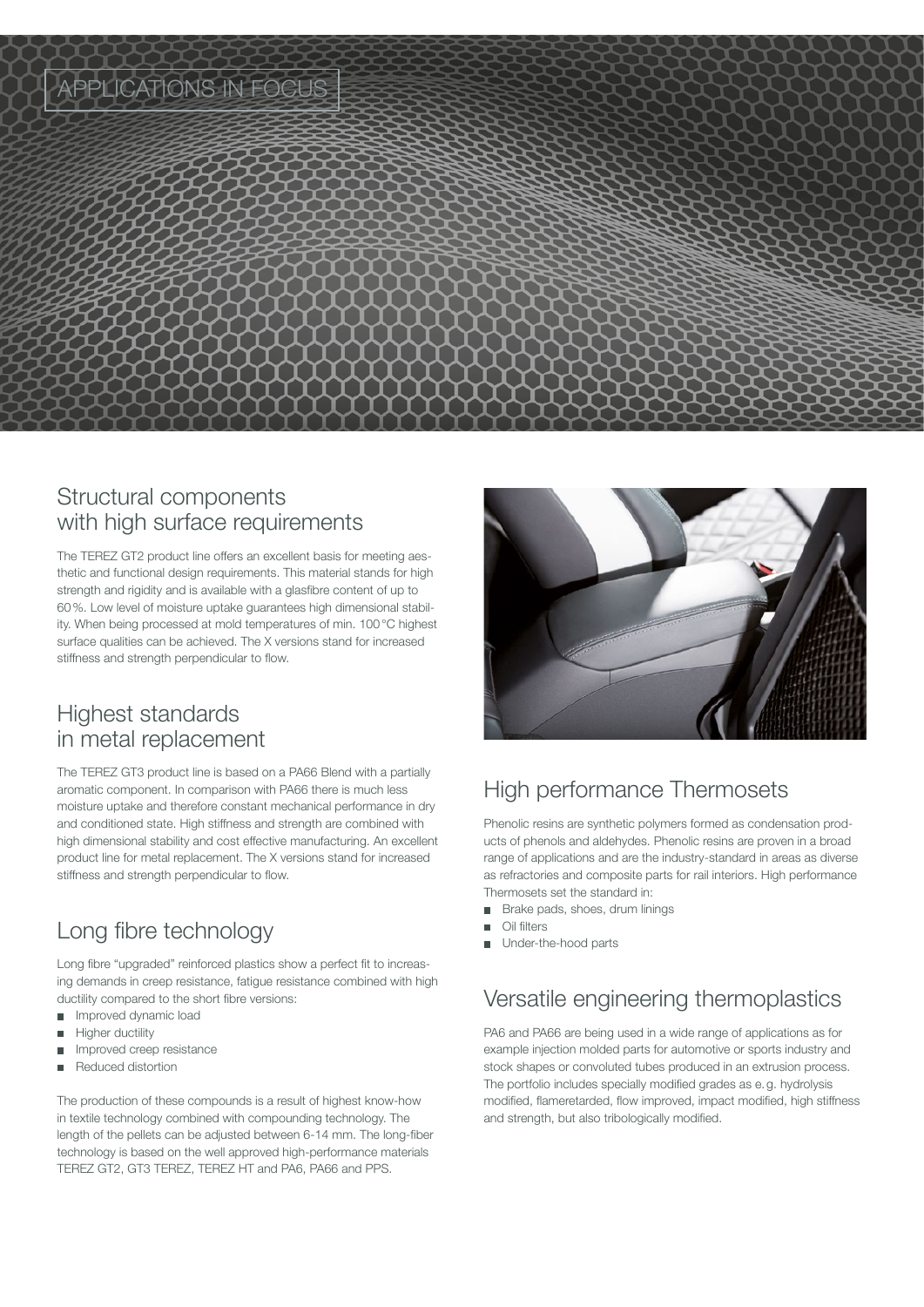# APPLICATIONS IN FOCUS

## Structural components with high surface requirements

The TEREZ GT2 product line offers an excellent basis for meeting aesthetic and functional design requirements. This material stands for high strength and rigidity and is available with a glasfibre content of up to 60 %. Low level of moisture uptake guarantees high dimensional stability. When being processed at mold temperatures of min. 100 °C highest surface qualities can be achieved. The X versions stand for increased stiffness and strength perpendicular to flow.

## Highest standards in metal replacement

The TEREZ GT3 product line is based on a PA66 Blend with a partially aromatic component. In comparison with PA66 there is much less moisture uptake and therefore constant mechanical performance in dry and conditioned state. High stiffness and strength are combined with high dimensional stability and cost effective manufacturing. An excellent product line for metal replacement. The X versions stand for increased stiffness and strength perpendicular to flow.

## Long fibre technology

Long fibre "upgraded" reinforced plastics show a perfect fit to increasing demands in creep resistance, fatigue resistance combined with high ductility compared to the short fibre versions:

- Improved dynamic load
- Higher ductility
- Improved creep resistance
- Reduced distortion

The production of these compounds is a result of highest know-how in textile technology combined with compounding technology. The length of the pellets can be adjusted between 6-14 mm. The long-fiber technology is based on the well approved high-performance materials TEREZ GT2, GT3 TEREZ, TEREZ HT and PA6, PA66 and PPS.

## High performance Thermosets

Phenolic resins are synthetic polymers formed as condensation products of phenols and aldehydes. Phenolic resins are proven in a broad range of applications and are the industry-standard in areas as diverse as refractories and composite parts for rail interiors. High performance Thermosets set the standard in:

- Brake pads, shoes, drum linings
- Oil filters
- Under-the-hood parts

## Versatile engineering thermoplastics

PA6 and PA66 are being used in a wide range of applications as for example injection molded parts for automotive or sports industry and stock shapes or convoluted tubes produced in an extrusion process. The portfolio includes specially modified grades as e. g. hydrolysis modified, flameretarded, flow improved, impact modified, high stiffness and strength, but also tribologically modified.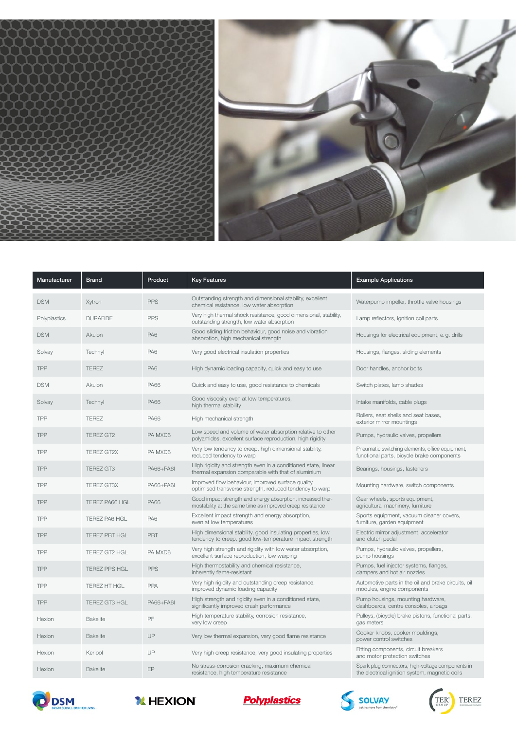| Manufacturer | Brand | Product | Key Features | Example Applications |
|---|---|---|---|---|
| DSM | Xytron | PPS | Outstanding strength and dimensional stability, excellent chemical resistance, low water absorption | Waterpump impeller, throttle valve housings |
| Polyplastics | DURAFIDE | PPS | Very high thermal shock resistance, good dimensional, stability, outstanding strength, low water absorption | Lamp reflectors, ignition coil parts |
| DSM | Akulon | PA6 | Good sliding friction behaviour, good noise and vibration absorbtion, high mechanical strength | Housings for electrical equipment, e. g. drills |
| Solvay | Technyl | PA6 | Very good electrical insulation properties | Housings, flanges, sliding elements |
| TPP | TEREZ | PA6 | High dynamic loading capacity, quick and easy to use | Door handles, anchor bolts |
| DSM | Akulon | PA66 | Quick and easy to use, good resistance to chemicals | Switch plates, lamp shades |
| Solvay | Technyl | PA66 | Good viscosity even at low temperatures, high thermal stability | Intake manifolds, cable plugs |
| TPP | TEREZ | PA66 | High mechanical strength | Rollers, seat shells and seat bases, exterior mirror mountings |
| TPP | TEREZ GT2 | PA MXD6 | Low speed and volume of water absorption relative to other polyamides, excellent surface reproduction, high rigidity | Pumps, hydraulic valves, propellers |
| TPP | TEREZ GT2X | PA MXD6 | Very low tendency to creep, high dimensional stability, reduced tendency to warp | Pneumatic switching elements, office equipment, functional parts, bicycle brake components |
| TPP | TEREZ GT3 | PA66+PA6I | High rigidity and strength even in a conditioned state, linear thermal expansion comparable with that of aluminium | Bearings, housings, fasteners |
| TPP | TEREZ GT3X | PA66+PA6I | Improved flow behaviour, improved surface quality, optimised transverse strength, reduced tendency to warp | Mounting hardware, switch components |
| TPP | TEREZ PA66 HGL | PA66 | Good impact strength and energy absorption, increased thermostability at the same time as improved creep resistance | Gear wheels, sports equipment, agricultural machinery, furniture |
| TPP | TEREZ PA6 HGL | PA6 | Excellent impact strength and energy absorption, even at low temperatures | Sports equipment, vacuum cleaner covers, furniture, garden equipment |
| TPP | TEREZ PBT HGL | PBT | High dimensional stability, good insulating properties, low tendency to creep, good low-temperature impact strength | Electric mirror adjustment, accelerator and clutch pedal |
| TPP | TEREZ GT2 HGL | PA MXD6 | Very high strength and rigidity with low water absorption, excellent surface reproduction, low warping | Pumps, hydraulic valves, propellers, pump housings |
| TPP | TEREZ PPS HGL | PPS | High thermostability and chemical resistance, inherently flame-resistant | Pumps, fuel injector systems, flanges, dampers and hot air nozzles |
| TPP | TEREZ HT HGL | PPA | Very high rigidity and outstanding creep resistance, improved dynamic loading capacity | Automotive parts in the oil and brake circuits, oil modules, engine components |
| TPP | TEREZ GT3 HGL | PA66+PA6I | High strength and rigidity even in a conditioned state, significantly improved crash performance | Pump housings, mounting hardware, dashboards, centre consoles, airbags |
| Hexion | Bakelite | PF | High temperature stability, corrosion resistance, very low creep | Pulleys, (bicycle) brake pistons, functional parts, gas meters |
| Hexion | Bakelite | UP | Very low thermal expansion, very good flame resistance | Cooker knobs, cooker mouldings, power control switches |
| Hexion | Keripol | UP | Very high creep resistance, very good insulating properties | Fitting components, circuit breakers and motor protection switches |
| Hexion | Bakelite | EP | No stress-corrosion cracking, maximum chemical resistance, high temperature resistance | Spark plug connectors, high-voltage components in the electrical ignition system, magnetic coils |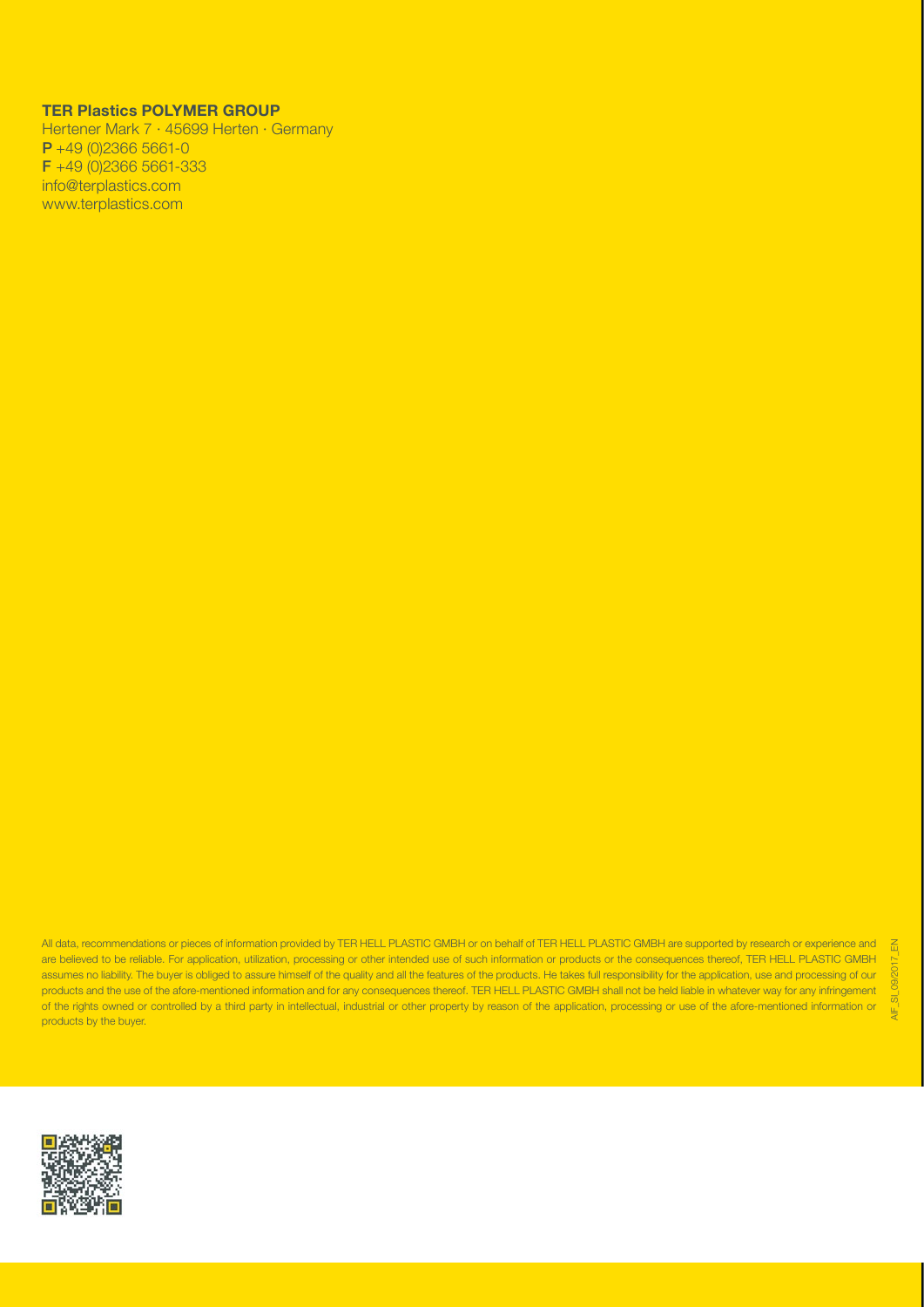**TER Plastics POLYMER GROUP**
Hertener Mark 7 · 45699 Herten · Germany
**P** +49 (0)2366 5661-0
**F** +49 (0)2366 5661-333
info@terplastics.com
www.terplastics.com

All data, recommendations or pieces of information provided by TER HELL PLASTIC GMBH or on behalf of TER HELL PLASTIC GMBH are supported by research or experience and are believed to be reliable. For application, utilization, processing or other intended use of such information or products or the consequences thereof, TER HELL PLASTIC GMBH assumes no liability. The buyer is obliged to assure himself of the quality and all the features of the products. He takes full responsibility for the application, use and processing of our products and the use of the afore-mentioned information and for any consequences thereof. TER HELL PLASTIC GMBH shall not be held liable in whatever way for any infringement of the rights owned or controlled by a third party in intellectual, industrial or other property by reason of the application, processing or use of the afore-mentioned information or products by the buyer.

AIF_SI_09/2017_EN